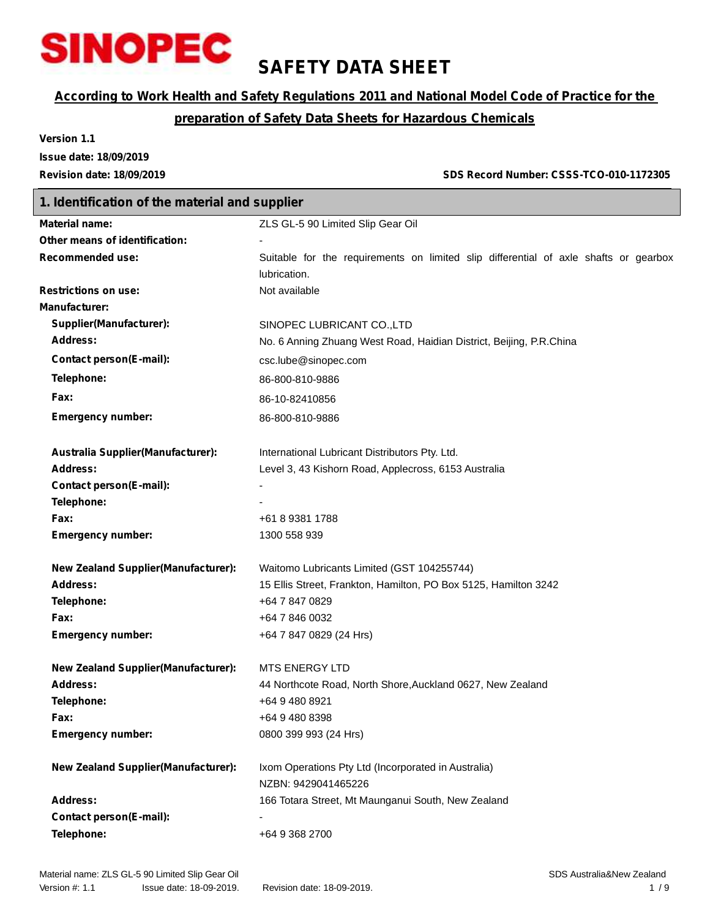SINOPEC

# SAFETY DATA SHEET

**According to Work Health and Safety Regulations 2011 and National Model Code of Practice for the preparation of Safety Data Sheets for Hazardous Chemicals**

**Version 1.1**
**Issue date: 18/09/2019**
**Revision date: 18/09/2019**

**SDS Record Number: CSSS-TCO-010-1172305**

## 1. Identification of the material and supplier

| | |
|---|---|
| **Material name:** | ZLS GL-5 90 Limited Slip Gear Oil |
| **Other means of identification:** | - |
| **Recommended use:** | Suitable for the requirements on limited slip differential of axle shafts or gearbox lubrication. |
| **Restrictions on use:** | Not available |
| **Manufacturer:** | |
| **Supplier(Manufacturer):** | SINOPEC LUBRICANT CO.,LTD |
| **Address:** | No. 6 Anning Zhuang West Road, Haidian District, Beijing, P.R.China |
| **Contact person(E-mail):** | csc.lube@sinopec.com |
| **Telephone:** | 86-800-810-9886 |
| **Fax:** | 86-10-82410856 |
| **Emergency number:** | 86-800-810-9886 |
| | |
| **Australia Supplier(Manufacturer):** | International Lubricant Distributors Pty. Ltd. |
| **Address:** | Level 3, 43 Kishorn Road, Applecross, 6153 Australia |
| **Contact person(E-mail):** | - |
| **Telephone:** | - |
| **Fax:** | +61 8 9381 1788 |
| **Emergency number:** | 1300 558 939 |
| | |
| **New Zealand Supplier(Manufacturer):** | Waitomo Lubricants Limited (GST 104255744) |
| **Address:** | 15 Ellis Street, Frankton, Hamilton, PO Box 5125, Hamilton 3242 |
| **Telephone:** | +64 7 847 0829 |
| **Fax:** | +64 7 846 0032 |
| **Emergency number:** | +64 7 847 0829 (24 Hrs) |
| | |
| **New Zealand Supplier(Manufacturer):** | MTS ENERGY LTD |
| **Address:** | 44 Northcote Road, North Shore,Auckland 0627, New Zealand |
| **Telephone:** | +64 9 480 8921 |
| **Fax:** | +64 9 480 8398 |
| **Emergency number:** | 0800 399 993 (24 Hrs) |
| | |
| **New Zealand Supplier(Manufacturer):** | Ixom Operations Pty Ltd (Incorporated in Australia) NZBN: 9429041465226 |
| **Address:** | 166 Totara Street, Mt Maunganui South, New Zealand |
| **Contact person(E-mail):** | - |
| **Telephone:** | +64 9 368 2700 |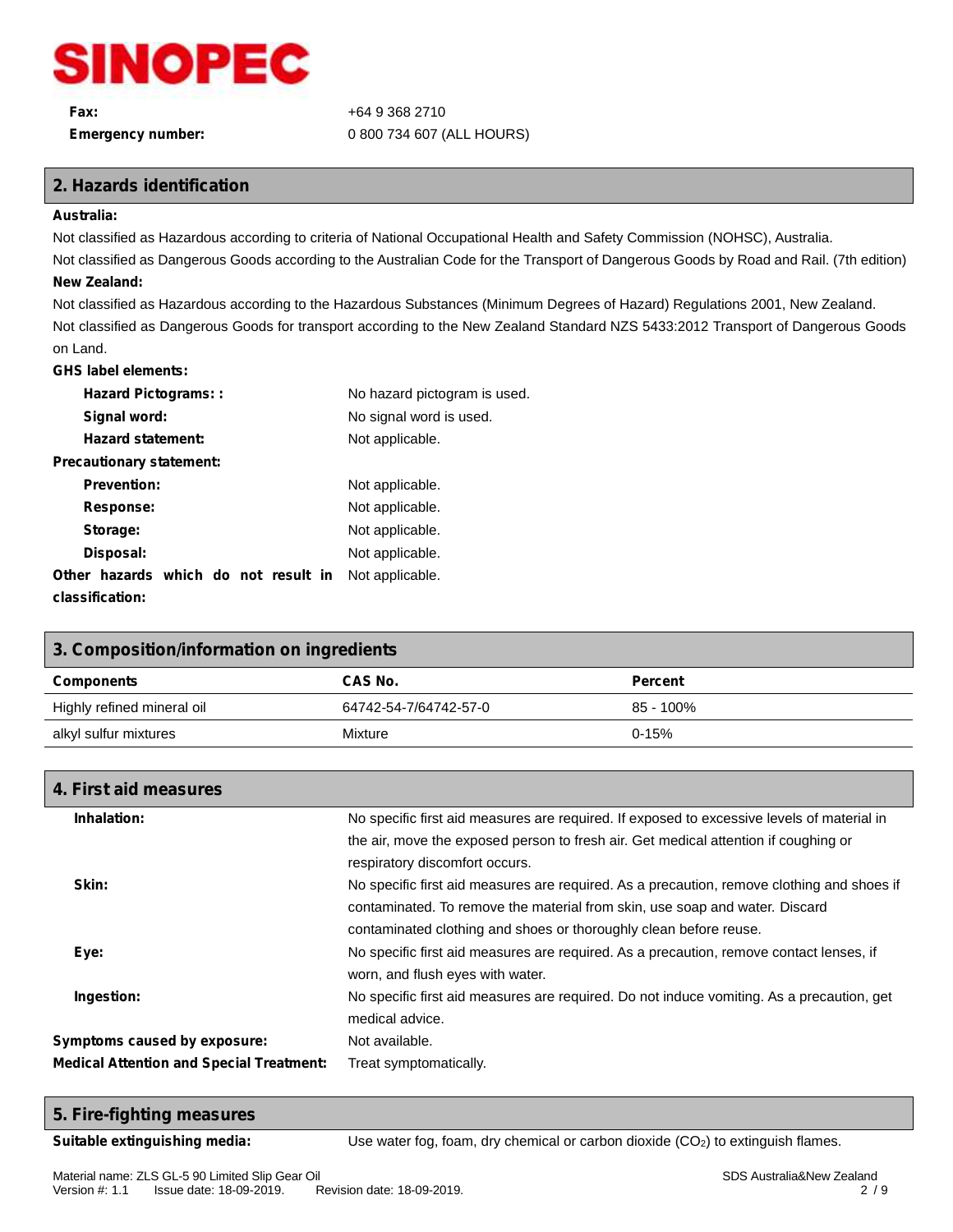**Fax:** +64 9 368 2710

**Emergency number:** 0 800 734 607 (ALL HOURS)

## 2. Hazards identification

**Australia:**

Not classified as Hazardous according to criteria of National Occupational Health and Safety Commission (NOHSC), Australia.

Not classified as Dangerous Goods according to the Australian Code for the Transport of Dangerous Goods by Road and Rail. (7th edition)

**New Zealand:**

Not classified as Hazardous according to the Hazardous Substances (Minimum Degrees of Hazard) Regulations 2001, New Zealand.

Not classified as Dangerous Goods for transport according to the New Zealand Standard NZS 5433:2012 Transport of Dangerous Goods on Land.

**GHS label elements:**

- **Hazard Pictograms: :** No hazard pictogram is used.
- **Signal word:** No signal word is used.
- **Hazard statement:** Not applicable.

**Precautionary statement:**

- **Prevention:** Not applicable.
- **Response:** Not applicable.
- **Storage:** Not applicable.
- **Disposal:** Not applicable.

**Other hazards which do not result in classification:** Not applicable.

## 3. Composition/information on ingredients

| Components | CAS No. | Percent |
| --- | --- | --- |
| Highly refined mineral oil | 64742-54-7/64742-57-0 | 85 - 100% |
| alkyl sulfur mixtures | Mixture | 0-15% |

## 4. First aid measures

**Inhalation:** No specific first aid measures are required. If exposed to excessive levels of material in the air, move the exposed person to fresh air. Get medical attention if coughing or respiratory discomfort occurs.

**Skin:** No specific first aid measures are required. As a precaution, remove clothing and shoes if contaminated. To remove the material from skin, use soap and water. Discard contaminated clothing and shoes or thoroughly clean before reuse.

**Eye:** No specific first aid measures are required. As a precaution, remove contact lenses, if worn, and flush eyes with water.

**Ingestion:** No specific first aid measures are required. Do not induce vomiting. As a precaution, get medical advice.

**Symptoms caused by exposure:** Not available.

**Medical Attention and Special Treatment:** Treat symptomatically.

## 5. Fire-fighting measures

**Suitable extinguishing media:** Use water fog, foam, dry chemical or carbon dioxide ($CO_2$) to extinguish flames.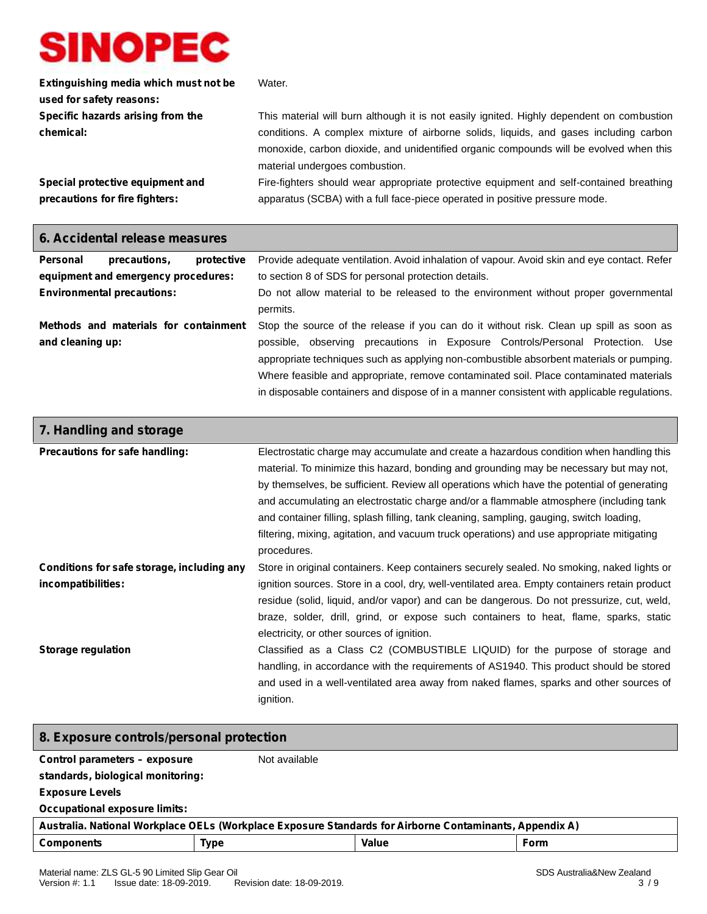**Extinguishing media which must not be used for safety reasons:** Water.

**Specific hazards arising from the chemical:** This material will burn although it is not easily ignited. Highly dependent on combustion conditions. A complex mixture of airborne solids, liquids, and gases including carbon monoxide, carbon dioxide, and unidentified organic compounds will be evolved when this material undergoes combustion.

**Special protective equipment and precautions for fire fighters:** Fire-fighters should wear appropriate protective equipment and self-contained breathing apparatus (SCBA) with a full face-piece operated in positive pressure mode.

## 6. Accidental release measures

**Personal precautions, protective equipment and emergency procedures:** Provide adequate ventilation. Avoid inhalation of vapour. Avoid skin and eye contact. Refer to section 8 of SDS for personal protection details.

**Environmental precautions:** Do not allow material to be released to the environment without proper governmental permits.

**Methods and materials for containment and cleaning up:** Stop the source of the release if you can do it without risk. Clean up spill as soon as possible, observing precautions in Exposure Controls/Personal Protection. Use appropriate techniques such as applying non-combustible absorbent materials or pumping. Where feasible and appropriate, remove contaminated soil. Place contaminated materials in disposable containers and dispose of in a manner consistent with applicable regulations.

## 7. Handling and storage

**Precautions for safe handling:** Electrostatic charge may accumulate and create a hazardous condition when handling this material. To minimize this hazard, bonding and grounding may be necessary but may not, by themselves, be sufficient. Review all operations which have the potential of generating and accumulating an electrostatic charge and/or a flammable atmosphere (including tank and container filling, splash filling, tank cleaning, sampling, gauging, switch loading, filtering, mixing, agitation, and vacuum truck operations) and use appropriate mitigating procedures.

**Conditions for safe storage, including any incompatibilities:** Store in original containers. Keep containers securely sealed. No smoking, naked lights or ignition sources. Store in a cool, dry, well-ventilated area. Empty containers retain product residue (solid, liquid, and/or vapor) and can be dangerous. Do not pressurize, cut, weld, braze, solder, drill, grind, or expose such containers to heat, flame, sparks, static electricity, or other sources of ignition.

**Storage regulation** Classified as a Class C2 (COMBUSTIBLE LIQUID) for the purpose of storage and handling, in accordance with the requirements of AS1940. This product should be stored and used in a well-ventilated area away from naked flames, sparks and other sources of ignition.

## 8. Exposure controls/personal protection

**Control parameters – exposure standards, biological monitoring:** Not available

**Exposure Levels**

**Occupational exposure limits:**

| Australia. National Workplace OELs (Workplace Exposure Standards for Airborne Contaminants, Appendix A) | | | |
|---|---|---|---|
| **Components** | **Type** | **Value** | **Form** |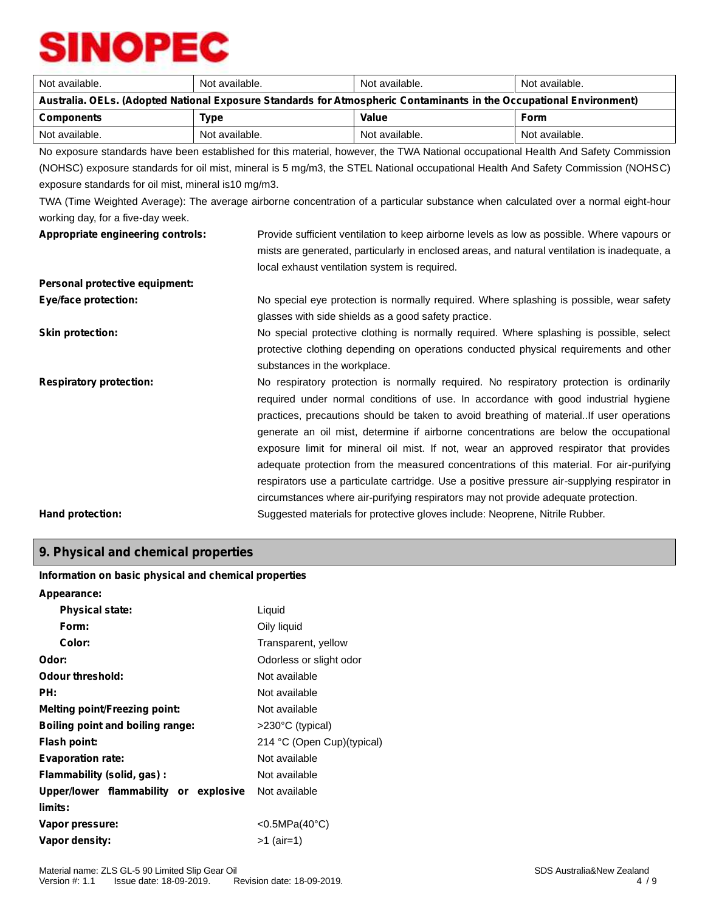| Not available. | Not available. | Not available. | Not available. |
|---|---|---|---|

**Australia. OELs. (Adopted National Exposure Standards for Atmospheric Contaminants in the Occupational Environment)**

| Components | Type | Value | Form |
|---|---|---|---|
| Not available. | Not available. | Not available. | Not available. |

No exposure standards have been established for this material, however, the TWA National occupational Health And Safety Commission (NOHSC) exposure standards for oil mist, mineral is 5 mg/m3, the STEL National occupational Health And Safety Commission (NOHSC) exposure standards for oil mist, mineral is10 mg/m3.

TWA (Time Weighted Average): The average airborne concentration of a particular substance when calculated over a normal eight-hour working day, for a five-day week.

**Appropriate engineering controls:** Provide sufficient ventilation to keep airborne levels as low as possible. Where vapours or mists are generated, particularly in enclosed areas, and natural ventilation is inadequate, a local exhaust ventilation system is required.

**Personal protective equipment:**

**Eye/face protection:** No special eye protection is normally required. Where splashing is possible, wear safety glasses with side shields as a good safety practice.

**Skin protection:** No special protective clothing is normally required. Where splashing is possible, select protective clothing depending on operations conducted physical requirements and other substances in the workplace.

**Respiratory protection:** No respiratory protection is normally required. No respiratory protection is ordinarily required under normal conditions of use. In accordance with good industrial hygiene practices, precautions should be taken to avoid breathing of material..If user operations generate an oil mist, determine if airborne concentrations are below the occupational exposure limit for mineral oil mist. If not, wear an approved respirator that provides adequate protection from the measured concentrations of this material. For air-purifying respirators use a particulate cartridge. Use a positive pressure air-supplying respirator in circumstances where air-purifying respirators may not provide adequate protection.

**Hand protection:** Suggested materials for protective gloves include: Neoprene, Nitrile Rubber.

## 9. Physical and chemical properties

**Information on basic physical and chemical properties**

**Appearance:**

- **Physical state:** Liquid
- **Form:** Oily liquid
- **Color:** Transparent, yellow

**Odor:** Odorless or slight odor

**Odour threshold:** Not available

**PH:** Not available

**Melting point/Freezing point:** Not available

**Boiling point and boiling range:** >230°C (typical)

**Flash point:** 214 °C (Open Cup)(typical)

**Evaporation rate:** Not available

**Flammability (solid, gas) :** Not available

**Upper/lower flammability or explosive limits:** Not available

**Vapor pressure:** <0.5MPa(40°C)

**Vapor density:** >1 (air=1)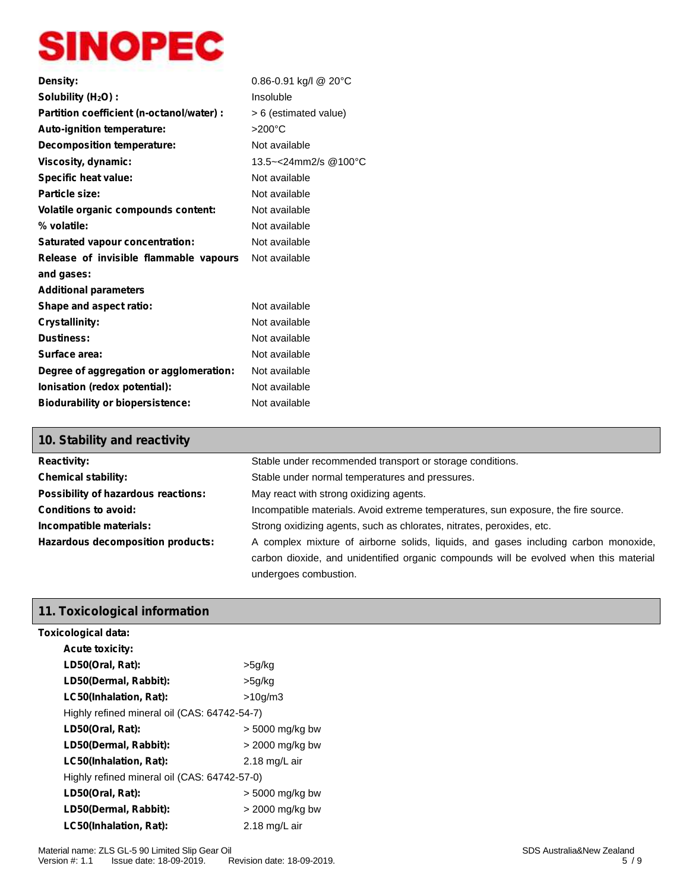| | |
|---|---|
| **Density:** | 0.86-0.91 kg/l @ 20°C |
| **Solubility ($H_2O$) :** | Insoluble |
| **Partition coefficient (n-octanol/water) :** | > 6 (estimated value) |
| **Auto-ignition temperature:** | >200°C |
| **Decomposition temperature:** | Not available |
| **Viscosity, dynamic:** | 13.5~<24mm2/s @100°C |
| **Specific heat value:** | Not available |
| **Particle size:** | Not available |
| **Volatile organic compounds content:** | Not available |
| **% volatile:** | Not available |
| **Saturated vapour concentration:** | Not available |
| **Release of invisible flammable vapours and gases:** | Not available |
| **Additional parameters** | |
| **Shape and aspect ratio:** | Not available |
| **Crystallinity:** | Not available |
| **Dustiness:** | Not available |
| **Surface area:** | Not available |
| **Degree of aggregation or agglomeration:** | Not available |
| **Ionisation (redox potential):** | Not available |
| **Biodurability or biopersistence:** | Not available |

## 10. Stability and reactivity

| | |
|---|---|
| **Reactivity:** | Stable under recommended transport or storage conditions. |
| **Chemical stability:** | Stable under normal temperatures and pressures. |
| **Possibility of hazardous reactions:** | May react with strong oxidizing agents. |
| **Conditions to avoid:** | Incompatible materials. Avoid extreme temperatures, sun exposure, the fire source. |
| **Incompatible materials:** | Strong oxidizing agents, such as chlorates, nitrates, peroxides, etc. |
| **Hazardous decomposition products:** | A complex mixture of airborne solids, liquids, and gases including carbon monoxide, carbon dioxide, and unidentified organic compounds will be evolved when this material undergoes combustion. |

## 11. Toxicological information

**Toxicological data:**

**Acute toxicity:**

| | |
|---|---|
| **LD50(Oral, Rat):** | >5g/kg |
| **LD50(Dermal, Rabbit):** | >5g/kg |
| **LC50(Inhalation, Rat):** | >10g/m3 |

Highly refined mineral oil (CAS: 64742-54-7)

| | |
|---|---|
| **LD50(Oral, Rat):** | > 5000 mg/kg bw |
| **LD50(Dermal, Rabbit):** | > 2000 mg/kg bw |
| **LC50(Inhalation, Rat):** | 2.18 mg/L air |

Highly refined mineral oil (CAS: 64742-57-0)

| | |
|---|---|
| **LD50(Oral, Rat):** | > 5000 mg/kg bw |
| **LD50(Dermal, Rabbit):** | > 2000 mg/kg bw |
| **LC50(Inhalation, Rat):** | 2.18 mg/L air |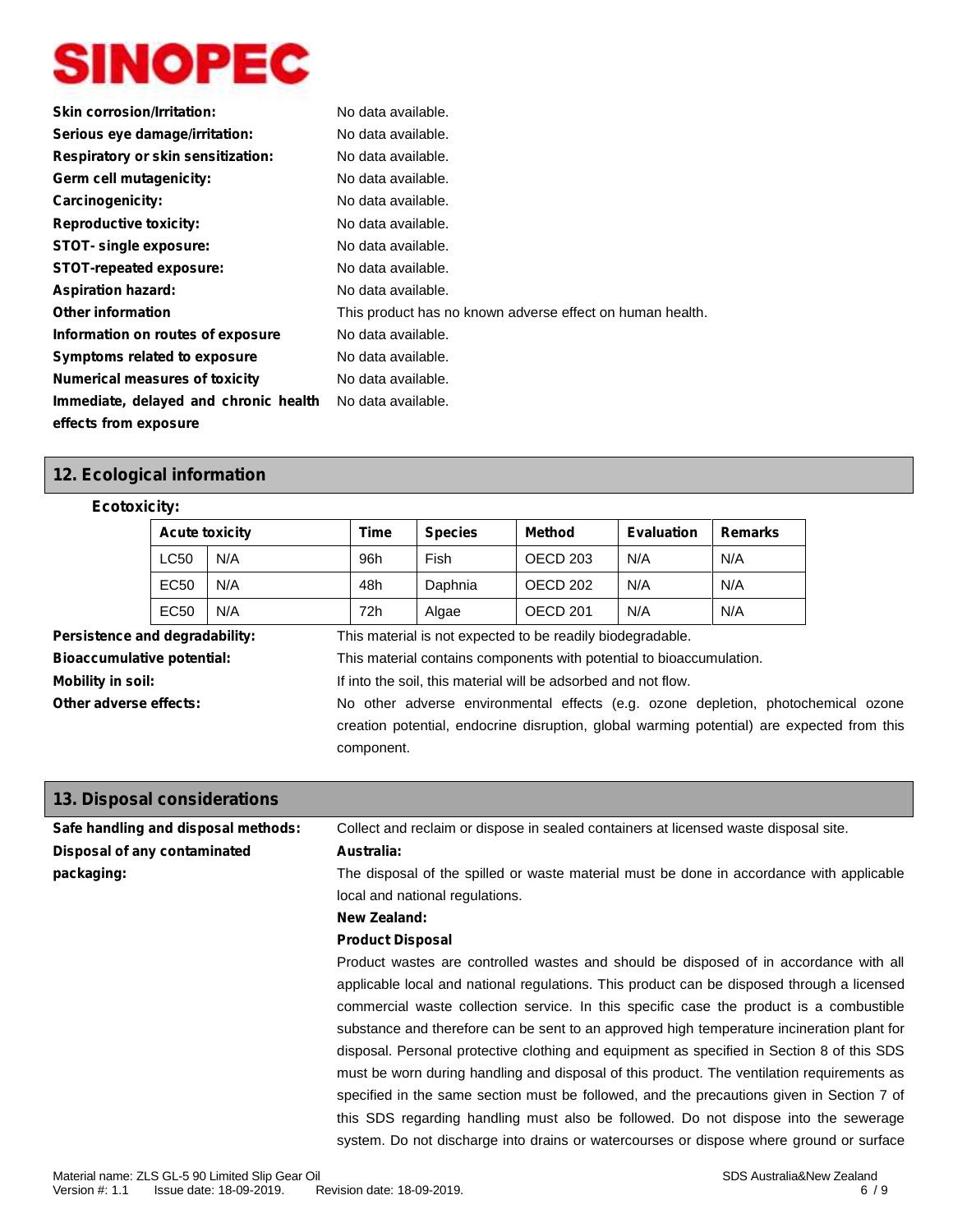**Skin corrosion/Irritation:** No data available.

**Serious eye damage/irritation:** No data available.

**Respiratory or skin sensitization:** No data available.

**Germ cell mutagenicity:** No data available.

**Carcinogenicity:** No data available.

**Reproductive toxicity:** No data available.

**STOT- single exposure:** No data available.

**STOT-repeated exposure:** No data available.

**Aspiration hazard:** No data available.

**Other information** This product has no known adverse effect on human health.

**Information on routes of exposure** No data available.

**Symptoms related to exposure** No data available.

**Numerical measures of toxicity** No data available.

**Immediate, delayed and chronic health effects from exposure** No data available.

## 12. Ecological information

**Ecotoxicity:**

| Acute toxicity | | Time | Species | Method | Evaluation | Remarks |
|---|---|---|---|---|---|---|
| LC50 | N/A | 96h | Fish | OECD 203 | N/A | N/A |
| EC50 | N/A | 48h | Daphnia | OECD 202 | N/A | N/A |
| EC50 | N/A | 72h | Algae | OECD 201 | N/A | N/A |

**Persistence and degradability:** This material is not expected to be readily biodegradable.

**Bioaccumulative potential:** This material contains components with potential to bioaccumulation.

**Mobility in soil:** If into the soil, this material will be adsorbed and not flow.

**Other adverse effects:** No other adverse environmental effects (e.g. ozone depletion, photochemical ozone creation potential, endocrine disruption, global warming potential) are expected from this component.

## 13. Disposal considerations

**Safe handling and disposal methods:** Collect and reclaim or dispose in sealed containers at licensed waste disposal site.

**Disposal of any contaminated packaging:**

**Australia:**

The disposal of the spilled or waste material must be done in accordance with applicable local and national regulations.

**New Zealand:**

**Product Disposal**

Product wastes are controlled wastes and should be disposed of in accordance with all applicable local and national regulations. This product can be disposed through a licensed commercial waste collection service. In this specific case the product is a combustible substance and therefore can be sent to an approved high temperature incineration plant for disposal. Personal protective clothing and equipment as specified in Section 8 of this SDS must be worn during handling and disposal of this product. The ventilation requirements as specified in the same section must be followed, and the precautions given in Section 7 of this SDS regarding handling must also be followed. Do not dispose into the sewerage system. Do not discharge into drains or watercourses or dispose where ground or surface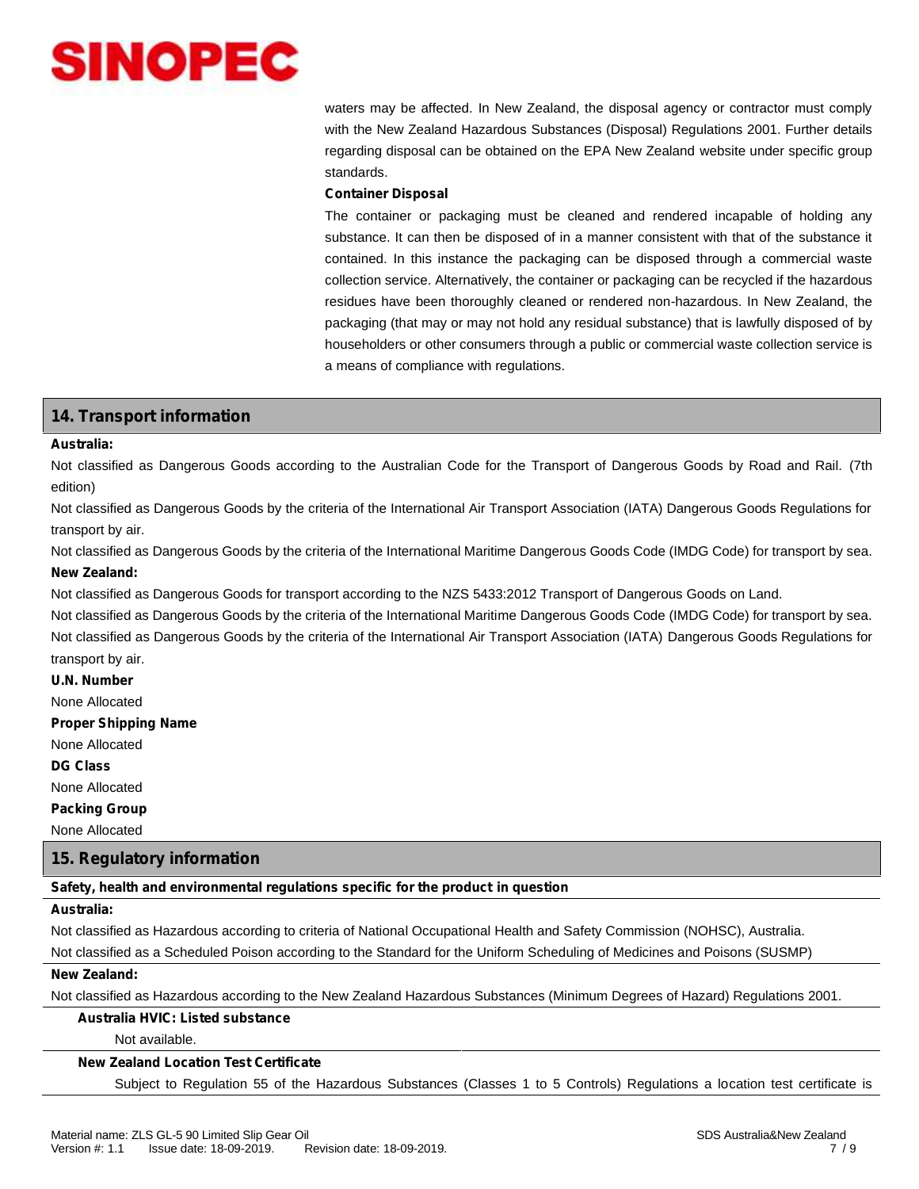waters may be affected. In New Zealand, the disposal agency or contractor must comply with the New Zealand Hazardous Substances (Disposal) Regulations 2001. Further details regarding disposal can be obtained on the EPA New Zealand website under specific group standards.

**Container Disposal**

The container or packaging must be cleaned and rendered incapable of holding any substance. It can then be disposed of in a manner consistent with that of the substance it contained. In this instance the packaging can be disposed through a commercial waste collection service. Alternatively, the container or packaging can be recycled if the hazardous residues have been thoroughly cleaned or rendered non-hazardous. In New Zealand, the packaging (that may or may not hold any residual substance) that is lawfully disposed of by householders or other consumers through a public or commercial waste collection service is a means of compliance with regulations.

## 14. Transport information

**Australia:**

Not classified as Dangerous Goods according to the Australian Code for the Transport of Dangerous Goods by Road and Rail. (7th edition)

Not classified as Dangerous Goods by the criteria of the International Air Transport Association (IATA) Dangerous Goods Regulations for transport by air.

Not classified as Dangerous Goods by the criteria of the International Maritime Dangerous Goods Code (IMDG Code) for transport by sea.

**New Zealand:**

Not classified as Dangerous Goods for transport according to the NZS 5433:2012 Transport of Dangerous Goods on Land.

Not classified as Dangerous Goods by the criteria of the International Maritime Dangerous Goods Code (IMDG Code) for transport by sea.

Not classified as Dangerous Goods by the criteria of the International Air Transport Association (IATA) Dangerous Goods Regulations for transport by air.

**U.N. Number**

None Allocated

**Proper Shipping Name**

None Allocated

**DG Class**

None Allocated

**Packing Group**

None Allocated

## 15. Regulatory information

**Safety, health and environmental regulations specific for the product in question**

**Australia:**

Not classified as Hazardous according to criteria of National Occupational Health and Safety Commission (NOHSC), Australia.

Not classified as a Scheduled Poison according to the Standard for the Uniform Scheduling of Medicines and Poisons (SUSMP)

**New Zealand:**

Not classified as Hazardous according to the New Zealand Hazardous Substances (Minimum Degrees of Hazard) Regulations 2001.

**Australia HVIC: Listed substance**

Not available.

**New Zealand Location Test Certificate**

Subject to Regulation 55 of the Hazardous Substances (Classes 1 to 5 Controls) Regulations a location test certificate is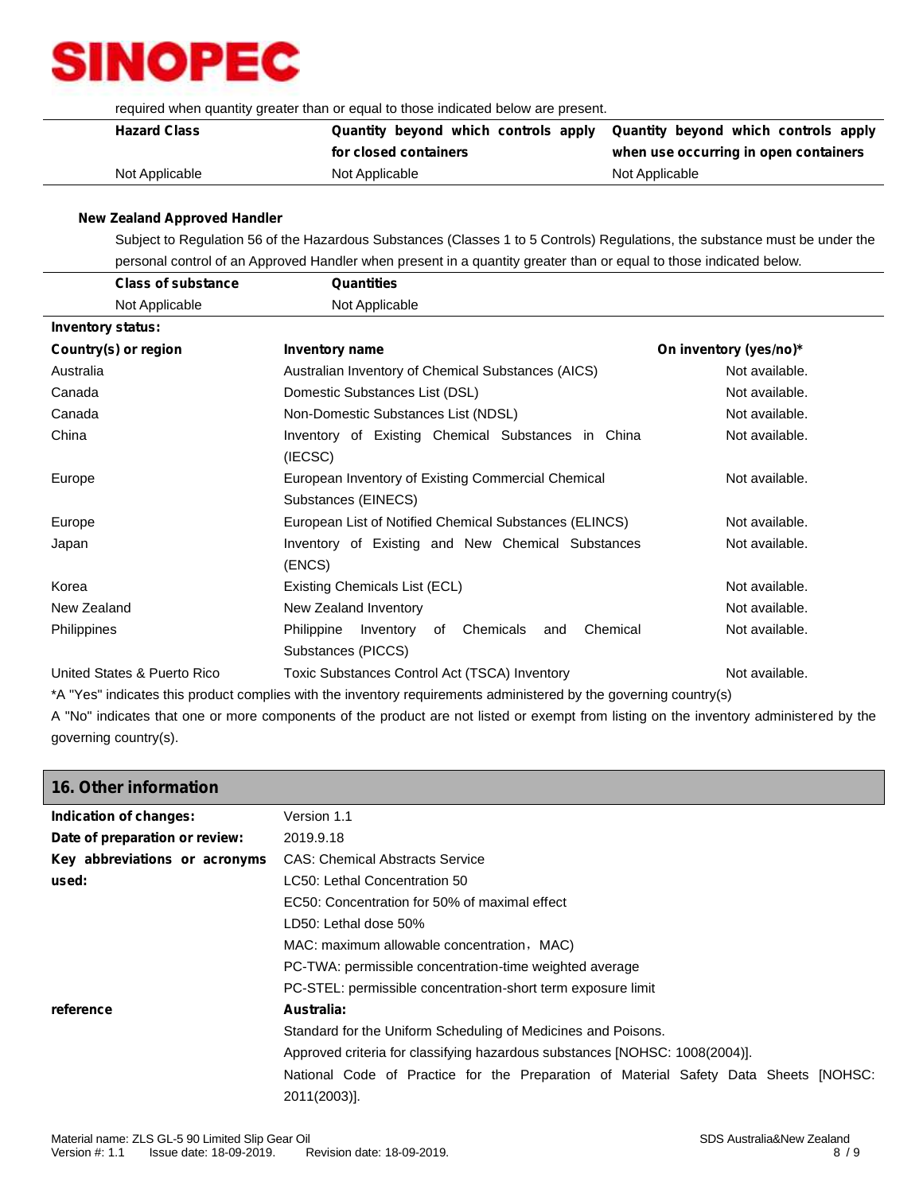required when quantity greater than or equal to those indicated below are present.

| Hazard Class | Quantity beyond which controls apply for closed containers | Quantity beyond which controls apply when use occurring in open containers |
|---|---|---|
| Not Applicable | Not Applicable | Not Applicable |

**New Zealand Approved Handler**

Subject to Regulation 56 of the Hazardous Substances (Classes 1 to 5 Controls) Regulations, the substance must be under the personal control of an Approved Handler when present in a quantity greater than or equal to those indicated below.

| Class of substance | Quantities |
|---|---|
| Not Applicable | Not Applicable |

**Inventory status:**

| Country(s) or region | Inventory name | On inventory (yes/no)* |
|---|---|---|
| Australia | Australian Inventory of Chemical Substances (AICS) | Not available. |
| Canada | Domestic Substances List (DSL) | Not available. |
| Canada | Non-Domestic Substances List (NDSL) | Not available. |
| China | Inventory of Existing Chemical Substances in China (IECSC) | Not available. |
| Europe | European Inventory of Existing Commercial Chemical Substances (EINECS) | Not available. |
| Europe | European List of Notified Chemical Substances (ELINCS) | Not available. |
| Japan | Inventory of Existing and New Chemical Substances (ENCS) | Not available. |
| Korea | Existing Chemicals List (ECL) | Not available. |
| New Zealand | New Zealand Inventory | Not available. |
| Philippines | Philippine Inventory of Chemicals and Chemical Substances (PICCS) | Not available. |
| United States & Puerto Rico | Toxic Substances Control Act (TSCA) Inventory | Not available. |

*A "Yes" indicates this product complies with the inventory requirements administered by the governing country(s)

A "No" indicates that one or more components of the product are not listed or exempt from listing on the inventory administered by the governing country(s).

## 16. Other information

**Indication of changes:** Version 1.1

**Date of preparation or review:** 2019.9.18

**Key abbreviations or acronyms used:**

CAS: Chemical Abstracts Service

LC50: Lethal Concentration 50

EC50: Concentration for 50% of maximal effect

LD50: Lethal dose 50%

MAC: maximum allowable concentration，MAC)

PC-TWA: permissible concentration-time weighted average

PC-STEL: permissible concentration-short term exposure limit

**reference**

**Australia:**

Standard for the Uniform Scheduling of Medicines and Poisons.

Approved criteria for classifying hazardous substances [NOHSC: 1008(2004)].

National Code of Practice for the Preparation of Material Safety Data Sheets [NOHSC: 2011(2003)].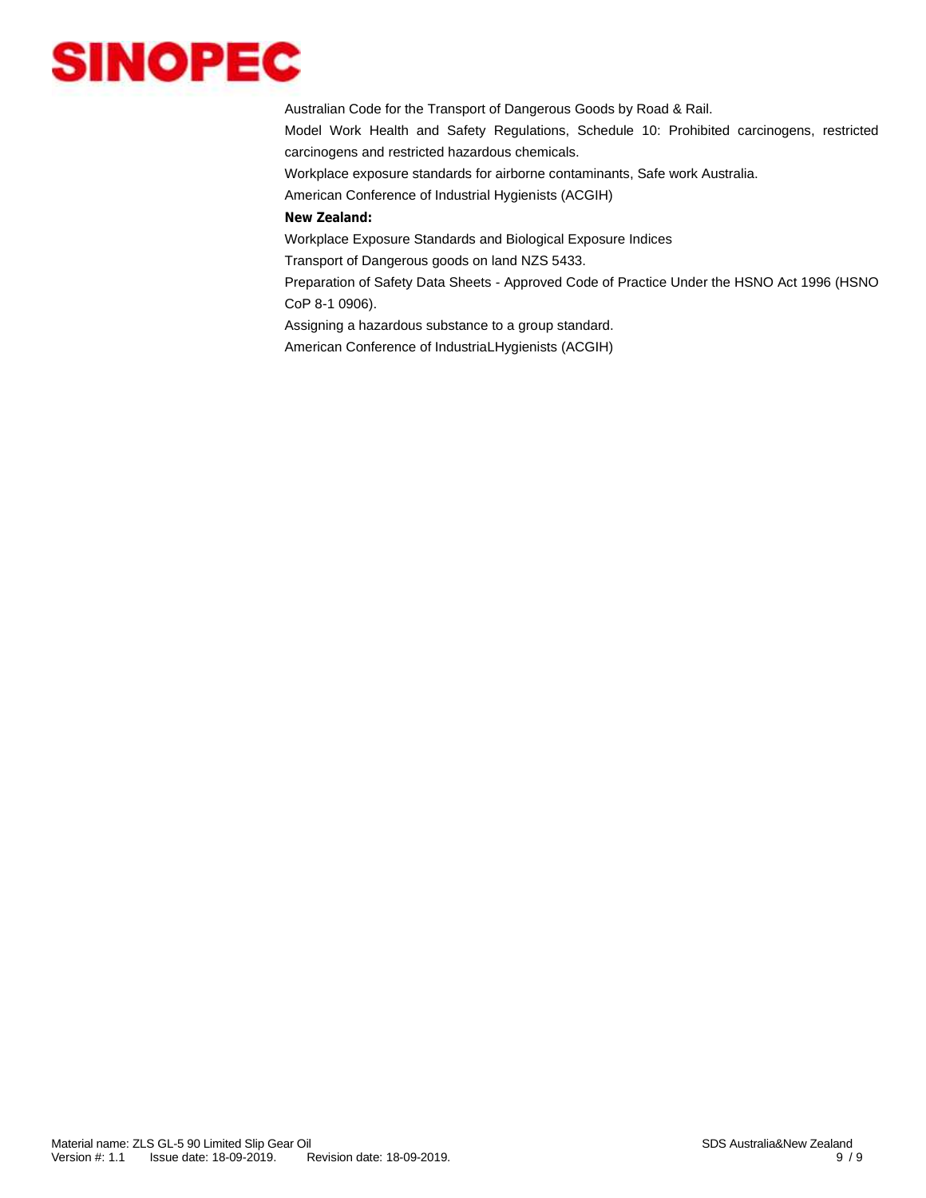Australian Code for the Transport of Dangerous Goods by Road & Rail.

Model Work Health and Safety Regulations, Schedule 10: Prohibited carcinogens, restricted carcinogens and restricted hazardous chemicals.

Workplace exposure standards for airborne contaminants, Safe work Australia.

American Conference of Industrial Hygienists (ACGIH)

**New Zealand:**

Workplace Exposure Standards and Biological Exposure Indices

Transport of Dangerous goods on land NZS 5433.

Preparation of Safety Data Sheets - Approved Code of Practice Under the HSNO Act 1996 (HSNO CoP 8-1 0906).

Assigning a hazardous substance to a group standard.

American Conference of IndustriaLHygienists (ACGIH)